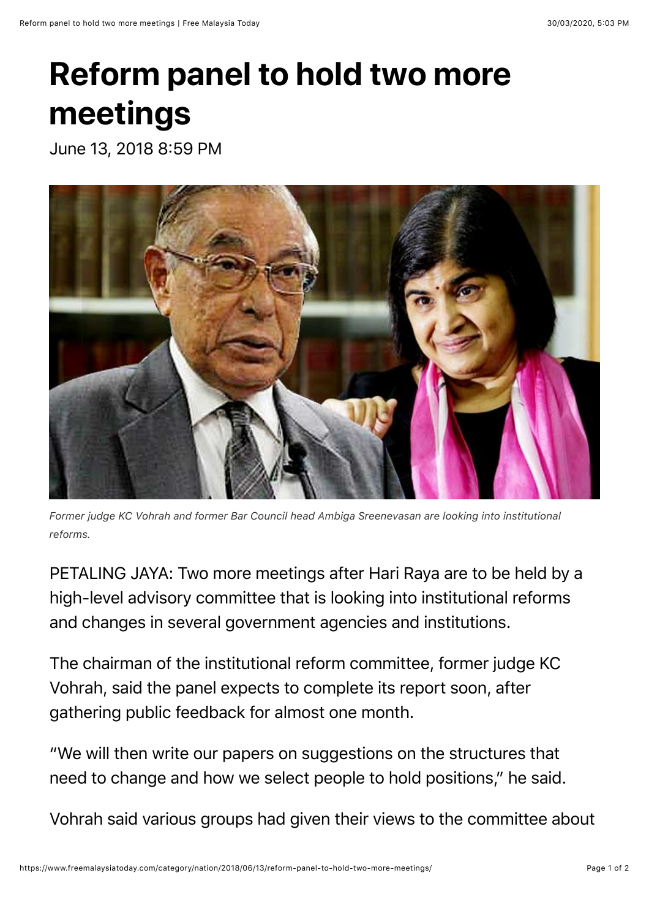# Reform panel to hold two more meetings

June 13, 2018 8:59 PM

*Former judge KC Vohrah and former Bar Council head Ambiga Sreenevasan are looking into institutional reforms.*

PETALING JAYA: Two more meetings after Hari Raya are to be held by a high-level advisory committee that is looking into institutional reforms and changes in several government agencies and institutions.

The chairman of the institutional reform committee, former judge KC Vohrah, said the panel expects to complete its report soon, after gathering public feedback for almost one month.

"We will then write our papers on suggestions on the structures that need to change and how we select people to hold positions," he said.

Vohrah said various groups had given their views to the committee about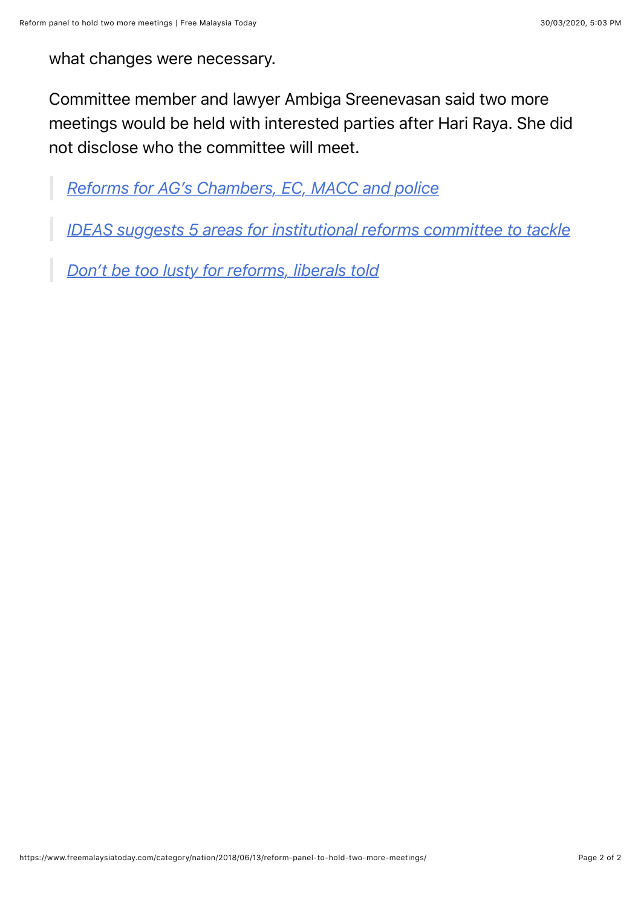what changes were necessary.

Committee member and lawyer Ambiga Sreenevasan said two more meetings would be held with interested parties after Hari Raya. She did not disclose who the committee will meet.

> *Reforms for AG's Chambers, EC, MACC and police*

> *IDEAS suggests 5 areas for institutional reforms committee to tackle*

> *Don't be too lusty for reforms, liberals told*